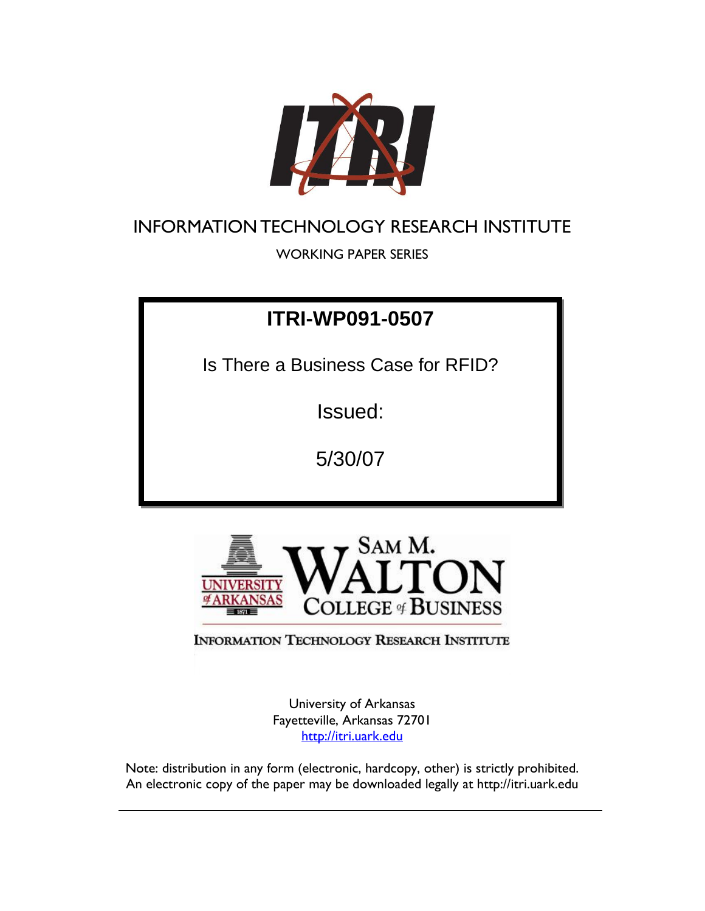ITRI

# INFORMATION TECHNOLOGY RESEARCH INSTITUTE

WORKING PAPER SERIES

## ITRI-WP091-0507

Is There a Business Case for RFID?

Issued:

5/30/07

UNIVERSITY of ARKANSAS 1871

SAM M. WALTON COLLEGE of BUSINESS

INFORMATION TECHNOLOGY RESEARCH INSTITUTE

University of Arkansas
Fayetteville, Arkansas 72701
http://itri.uark.edu

Note: distribution in any form (electronic, hardcopy, other) is strictly prohibited.
An electronic copy of the paper may be downloaded legally at http://itri.uark.edu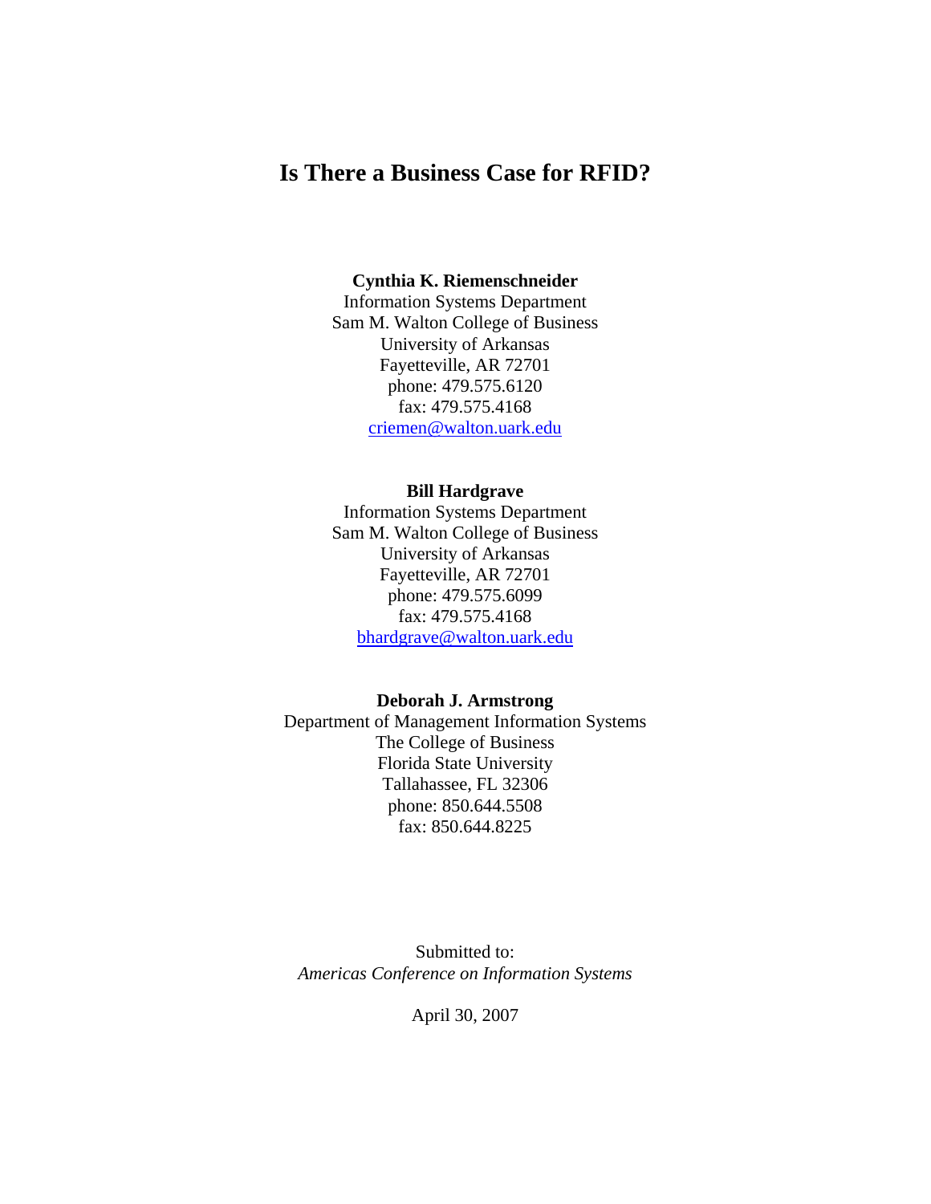# Is There a Business Case for RFID?

**Cynthia K. Riemenschneider**
Information Systems Department
Sam M. Walton College of Business
University of Arkansas
Fayetteville, AR 72701
phone: 479.575.6120
fax: 479.575.4168
criemen@walton.uark.edu

**Bill Hardgrave**
Information Systems Department
Sam M. Walton College of Business
University of Arkansas
Fayetteville, AR 72701
phone: 479.575.6099
fax: 479.575.4168
bhardgrave@walton.uark.edu

**Deborah J. Armstrong**
Department of Management Information Systems
The College of Business
Florida State University
Tallahassee, FL 32306
phone: 850.644.5508
fax: 850.644.8225

Submitted to:
*Americas Conference on Information Systems*

April 30, 2007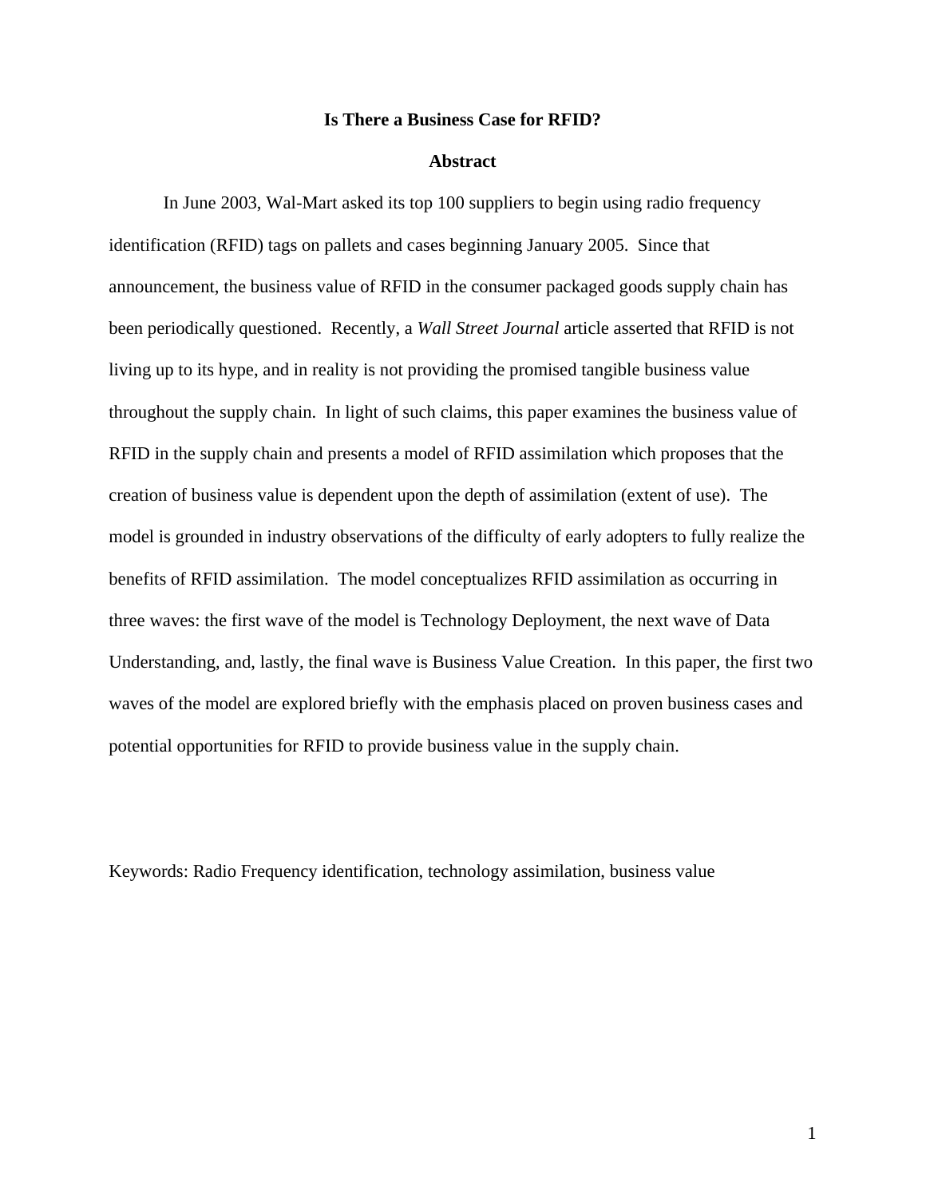# Is There a Business Case for RFID?

## Abstract

In June 2003, Wal-Mart asked its top 100 suppliers to begin using radio frequency identification (RFID) tags on pallets and cases beginning January 2005. Since that announcement, the business value of RFID in the consumer packaged goods supply chain has been periodically questioned. Recently, a *Wall Street Journal* article asserted that RFID is not living up to its hype, and in reality is not providing the promised tangible business value throughout the supply chain. In light of such claims, this paper examines the business value of RFID in the supply chain and presents a model of RFID assimilation which proposes that the creation of business value is dependent upon the depth of assimilation (extent of use). The model is grounded in industry observations of the difficulty of early adopters to fully realize the benefits of RFID assimilation. The model conceptualizes RFID assimilation as occurring in three waves: the first wave of the model is Technology Deployment, the next wave of Data Understanding, and, lastly, the final wave is Business Value Creation. In this paper, the first two waves of the model are explored briefly with the emphasis placed on proven business cases and potential opportunities for RFID to provide business value in the supply chain.

Keywords: Radio Frequency identification, technology assimilation, business value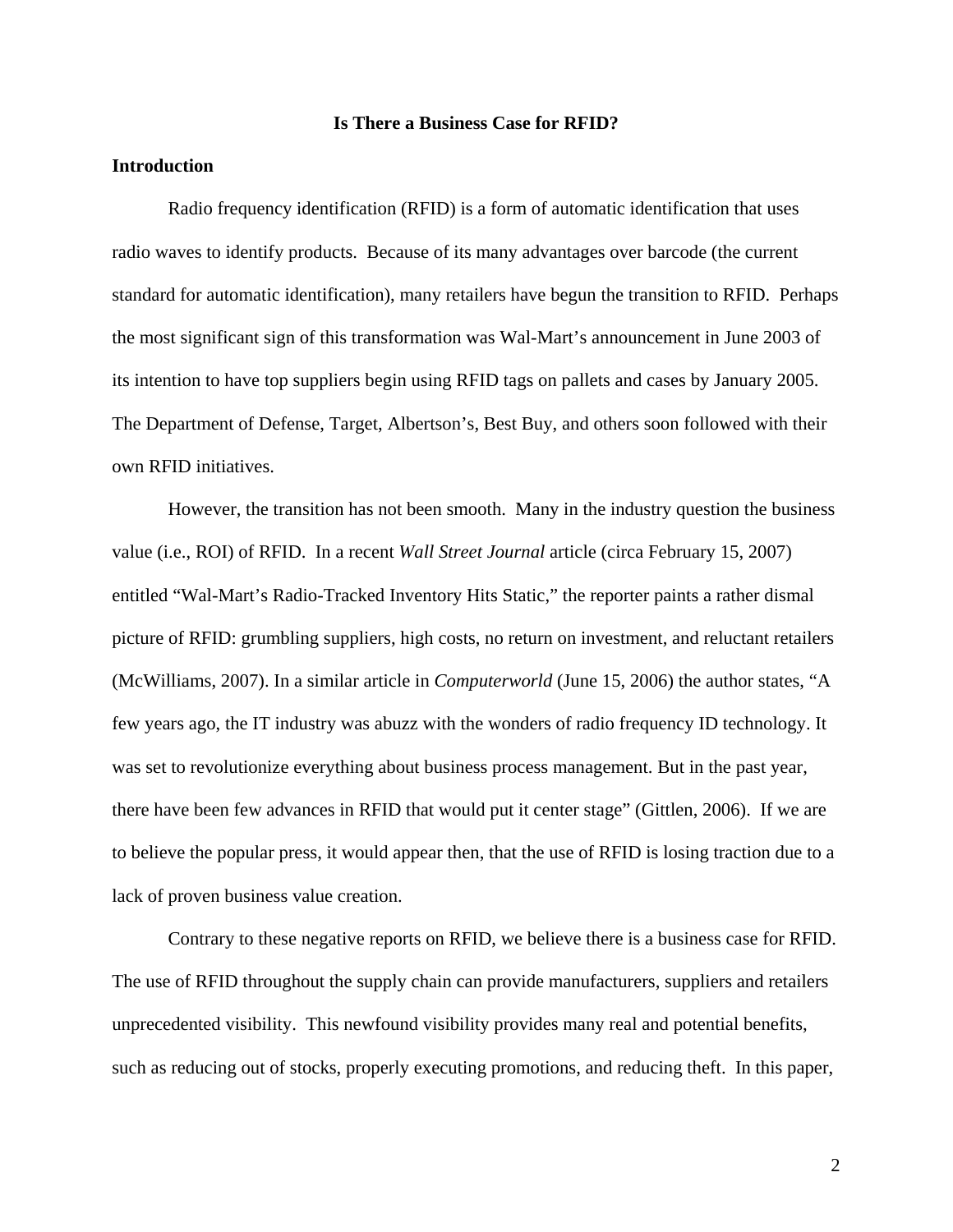**Is There a Business Case for RFID?**

**Introduction**

Radio frequency identification (RFID) is a form of automatic identification that uses radio waves to identify products. Because of its many advantages over barcode (the current standard for automatic identification), many retailers have begun the transition to RFID. Perhaps the most significant sign of this transformation was Wal-Mart's announcement in June 2003 of its intention to have top suppliers begin using RFID tags on pallets and cases by January 2005. The Department of Defense, Target, Albertson's, Best Buy, and others soon followed with their own RFID initiatives.

However, the transition has not been smooth. Many in the industry question the business value (i.e., ROI) of RFID. In a recent *Wall Street Journal* article (circa February 15, 2007) entitled "Wal-Mart's Radio-Tracked Inventory Hits Static," the reporter paints a rather dismal picture of RFID: grumbling suppliers, high costs, no return on investment, and reluctant retailers (McWilliams, 2007). In a similar article in *Computerworld* (June 15, 2006) the author states, "A few years ago, the IT industry was abuzz with the wonders of radio frequency ID technology. It was set to revolutionize everything about business process management. But in the past year, there have been few advances in RFID that would put it center stage" (Gittlen, 2006). If we are to believe the popular press, it would appear then, that the use of RFID is losing traction due to a lack of proven business value creation.

Contrary to these negative reports on RFID, we believe there is a business case for RFID. The use of RFID throughout the supply chain can provide manufacturers, suppliers and retailers unprecedented visibility. This newfound visibility provides many real and potential benefits, such as reducing out of stocks, properly executing promotions, and reducing theft. In this paper,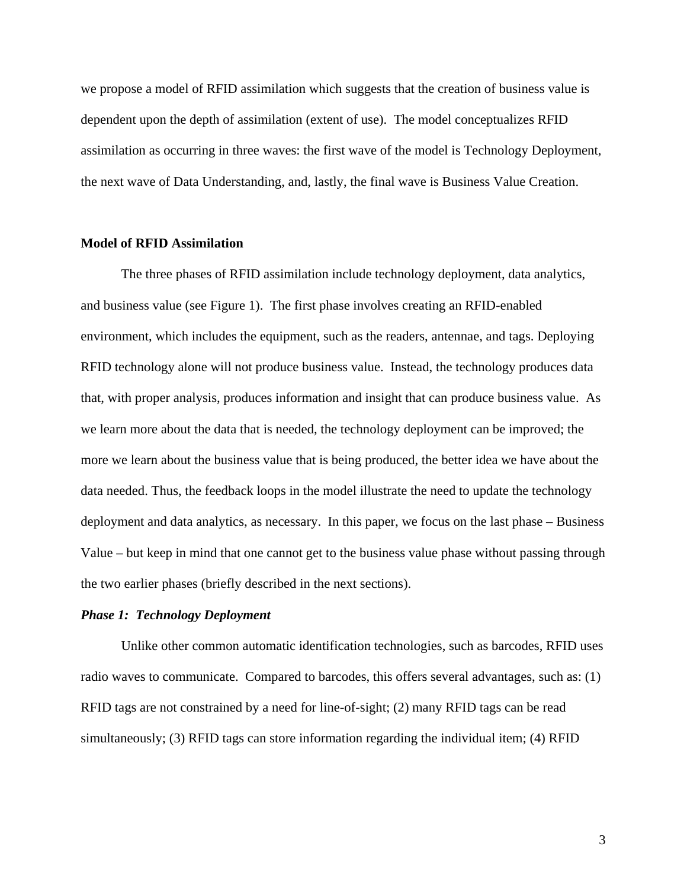we propose a model of RFID assimilation which suggests that the creation of business value is dependent upon the depth of assimilation (extent of use). The model conceptualizes RFID assimilation as occurring in three waves: the first wave of the model is Technology Deployment, the next wave of Data Understanding, and, lastly, the final wave is Business Value Creation.

**Model of RFID Assimilation**

The three phases of RFID assimilation include technology deployment, data analytics, and business value (see Figure 1). The first phase involves creating an RFID-enabled environment, which includes the equipment, such as the readers, antennae, and tags. Deploying RFID technology alone will not produce business value. Instead, the technology produces data that, with proper analysis, produces information and insight that can produce business value. As we learn more about the data that is needed, the technology deployment can be improved; the more we learn about the business value that is being produced, the better idea we have about the data needed. Thus, the feedback loops in the model illustrate the need to update the technology deployment and data analytics, as necessary. In this paper, we focus on the last phase – Business Value – but keep in mind that one cannot get to the business value phase without passing through the two earlier phases (briefly described in the next sections).

***Phase 1: Technology Deployment***

Unlike other common automatic identification technologies, such as barcodes, RFID uses radio waves to communicate. Compared to barcodes, this offers several advantages, such as: (1) RFID tags are not constrained by a need for line-of-sight; (2) many RFID tags can be read simultaneously; (3) RFID tags can store information regarding the individual item; (4) RFID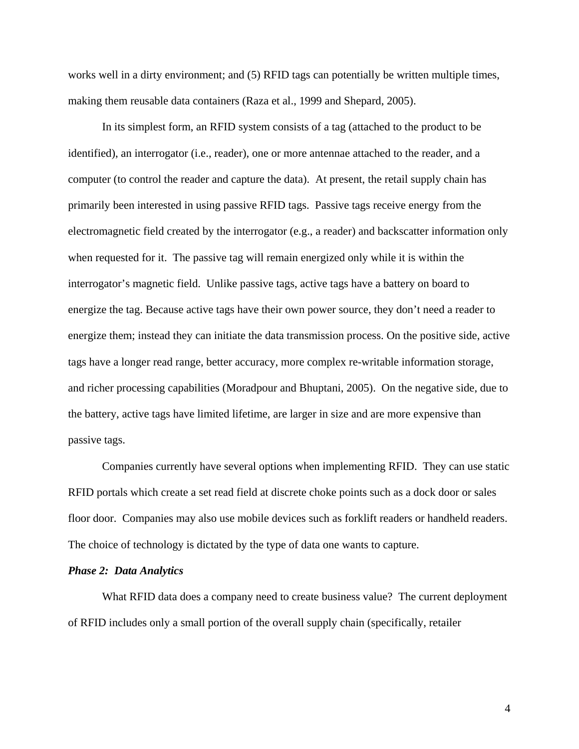works well in a dirty environment; and (5) RFID tags can potentially be written multiple times, making them reusable data containers (Raza et al., 1999 and Shepard, 2005).

In its simplest form, an RFID system consists of a tag (attached to the product to be identified), an interrogator (i.e., reader), one or more antennae attached to the reader, and a computer (to control the reader and capture the data). At present, the retail supply chain has primarily been interested in using passive RFID tags. Passive tags receive energy from the electromagnetic field created by the interrogator (e.g., a reader) and backscatter information only when requested for it. The passive tag will remain energized only while it is within the interrogator's magnetic field. Unlike passive tags, active tags have a battery on board to energize the tag. Because active tags have their own power source, they don't need a reader to energize them; instead they can initiate the data transmission process. On the positive side, active tags have a longer read range, better accuracy, more complex re-writable information storage, and richer processing capabilities (Moradpour and Bhuptani, 2005). On the negative side, due to the battery, active tags have limited lifetime, are larger in size and are more expensive than passive tags.

Companies currently have several options when implementing RFID. They can use static RFID portals which create a set read field at discrete choke points such as a dock door or sales floor door. Companies may also use mobile devices such as forklift readers or handheld readers. The choice of technology is dictated by the type of data one wants to capture.

***Phase 2: Data Analytics***

What RFID data does a company need to create business value? The current deployment of RFID includes only a small portion of the overall supply chain (specifically, retailer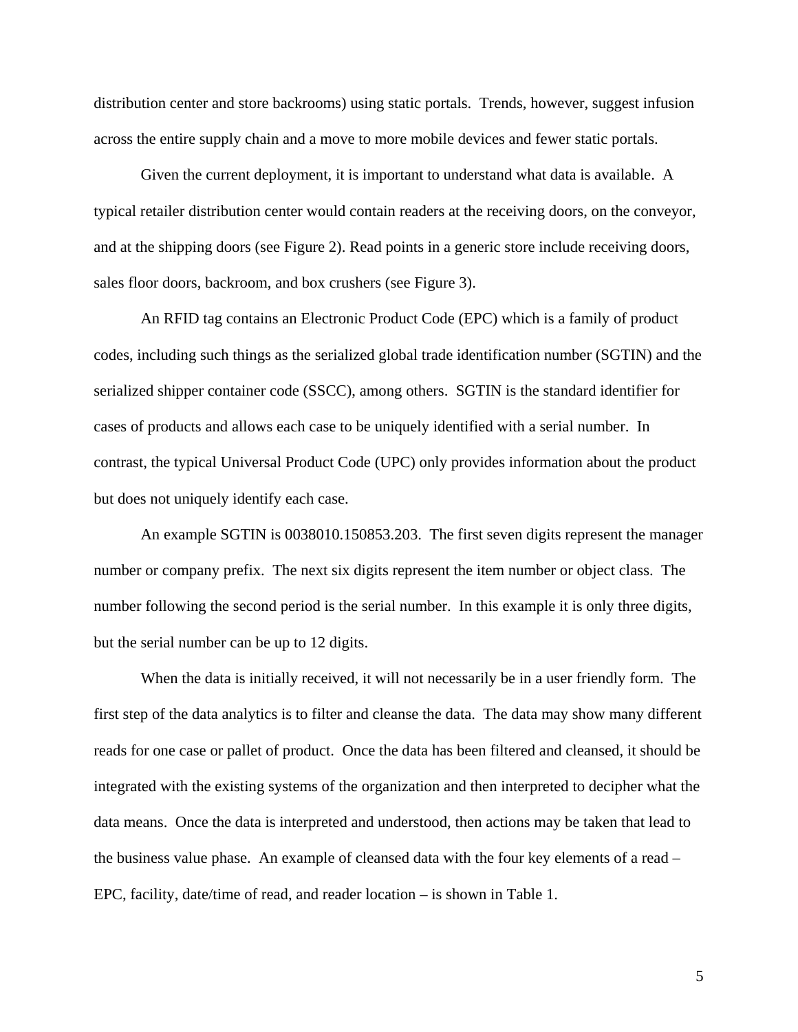distribution center and store backrooms) using static portals. Trends, however, suggest infusion across the entire supply chain and a move to more mobile devices and fewer static portals.

Given the current deployment, it is important to understand what data is available. A typical retailer distribution center would contain readers at the receiving doors, on the conveyor, and at the shipping doors (see Figure 2). Read points in a generic store include receiving doors, sales floor doors, backroom, and box crushers (see Figure 3).

An RFID tag contains an Electronic Product Code (EPC) which is a family of product codes, including such things as the serialized global trade identification number (SGTIN) and the serialized shipper container code (SSCC), among others. SGTIN is the standard identifier for cases of products and allows each case to be uniquely identified with a serial number. In contrast, the typical Universal Product Code (UPC) only provides information about the product but does not uniquely identify each case.

An example SGTIN is 0038010.150853.203. The first seven digits represent the manager number or company prefix. The next six digits represent the item number or object class. The number following the second period is the serial number. In this example it is only three digits, but the serial number can be up to 12 digits.

When the data is initially received, it will not necessarily be in a user friendly form. The first step of the data analytics is to filter and cleanse the data. The data may show many different reads for one case or pallet of product. Once the data has been filtered and cleansed, it should be integrated with the existing systems of the organization and then interpreted to decipher what the data means. Once the data is interpreted and understood, then actions may be taken that lead to the business value phase. An example of cleansed data with the four key elements of a read – EPC, facility, date/time of read, and reader location – is shown in Table 1.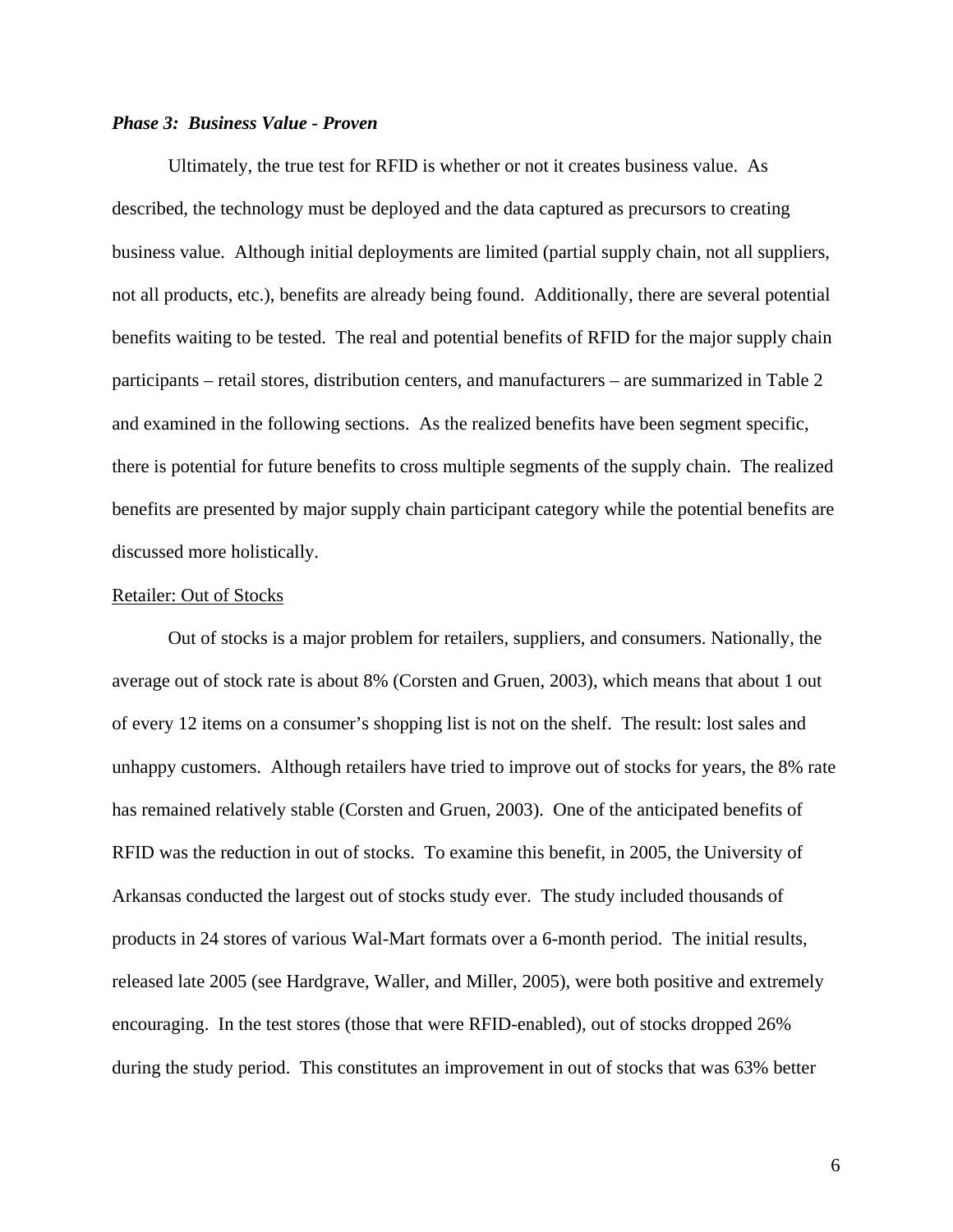### *Phase 3: Business Value - Proven*

Ultimately, the true test for RFID is whether or not it creates business value. As described, the technology must be deployed and the data captured as precursors to creating business value. Although initial deployments are limited (partial supply chain, not all suppliers, not all products, etc.), benefits are already being found. Additionally, there are several potential benefits waiting to be tested. The real and potential benefits of RFID for the major supply chain participants – retail stores, distribution centers, and manufacturers – are summarized in Table 2 and examined in the following sections. As the realized benefits have been segment specific, there is potential for future benefits to cross multiple segments of the supply chain. The realized benefits are presented by major supply chain participant category while the potential benefits are discussed more holistically.

#### Retailer: Out of Stocks

Out of stocks is a major problem for retailers, suppliers, and consumers. Nationally, the average out of stock rate is about 8% (Corsten and Gruen, 2003), which means that about 1 out of every 12 items on a consumer's shopping list is not on the shelf. The result: lost sales and unhappy customers. Although retailers have tried to improve out of stocks for years, the 8% rate has remained relatively stable (Corsten and Gruen, 2003). One of the anticipated benefits of RFID was the reduction in out of stocks. To examine this benefit, in 2005, the University of Arkansas conducted the largest out of stocks study ever. The study included thousands of products in 24 stores of various Wal-Mart formats over a 6-month period. The initial results, released late 2005 (see Hardgrave, Waller, and Miller, 2005), were both positive and extremely encouraging. In the test stores (those that were RFID-enabled), out of stocks dropped 26% during the study period. This constitutes an improvement in out of stocks that was 63% better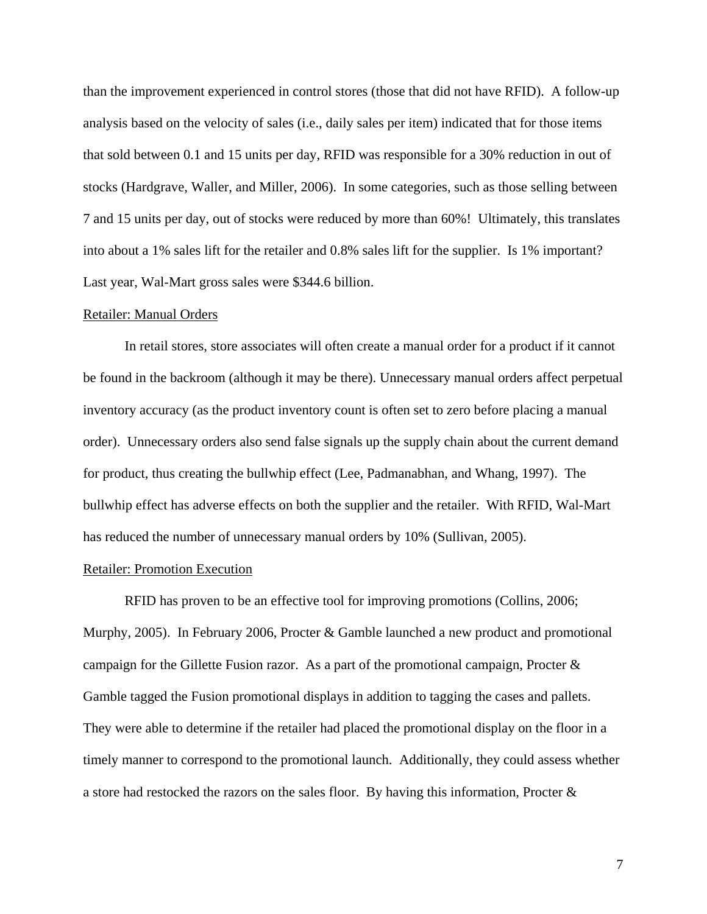than the improvement experienced in control stores (those that did not have RFID). A follow-up analysis based on the velocity of sales (i.e., daily sales per item) indicated that for those items that sold between 0.1 and 15 units per day, RFID was responsible for a 30% reduction in out of stocks (Hardgrave, Waller, and Miller, 2006). In some categories, such as those selling between 7 and 15 units per day, out of stocks were reduced by more than 60%! Ultimately, this translates into about a 1% sales lift for the retailer and 0.8% sales lift for the supplier. Is 1% important? Last year, Wal-Mart gross sales were $344.6 billion.

<u>Retailer: Manual Orders</u>

In retail stores, store associates will often create a manual order for a product if it cannot be found in the backroom (although it may be there). Unnecessary manual orders affect perpetual inventory accuracy (as the product inventory count is often set to zero before placing a manual order). Unnecessary orders also send false signals up the supply chain about the current demand for product, thus creating the bullwhip effect (Lee, Padmanabhan, and Whang, 1997). The bullwhip effect has adverse effects on both the supplier and the retailer. With RFID, Wal-Mart has reduced the number of unnecessary manual orders by 10% (Sullivan, 2005).

<u>Retailer: Promotion Execution</u>

RFID has proven to be an effective tool for improving promotions (Collins, 2006; Murphy, 2005). In February 2006, Procter & Gamble launched a new product and promotional campaign for the Gillette Fusion razor. As a part of the promotional campaign, Procter & Gamble tagged the Fusion promotional displays in addition to tagging the cases and pallets. They were able to determine if the retailer had placed the promotional display on the floor in a timely manner to correspond to the promotional launch. Additionally, they could assess whether a store had restocked the razors on the sales floor. By having this information, Procter &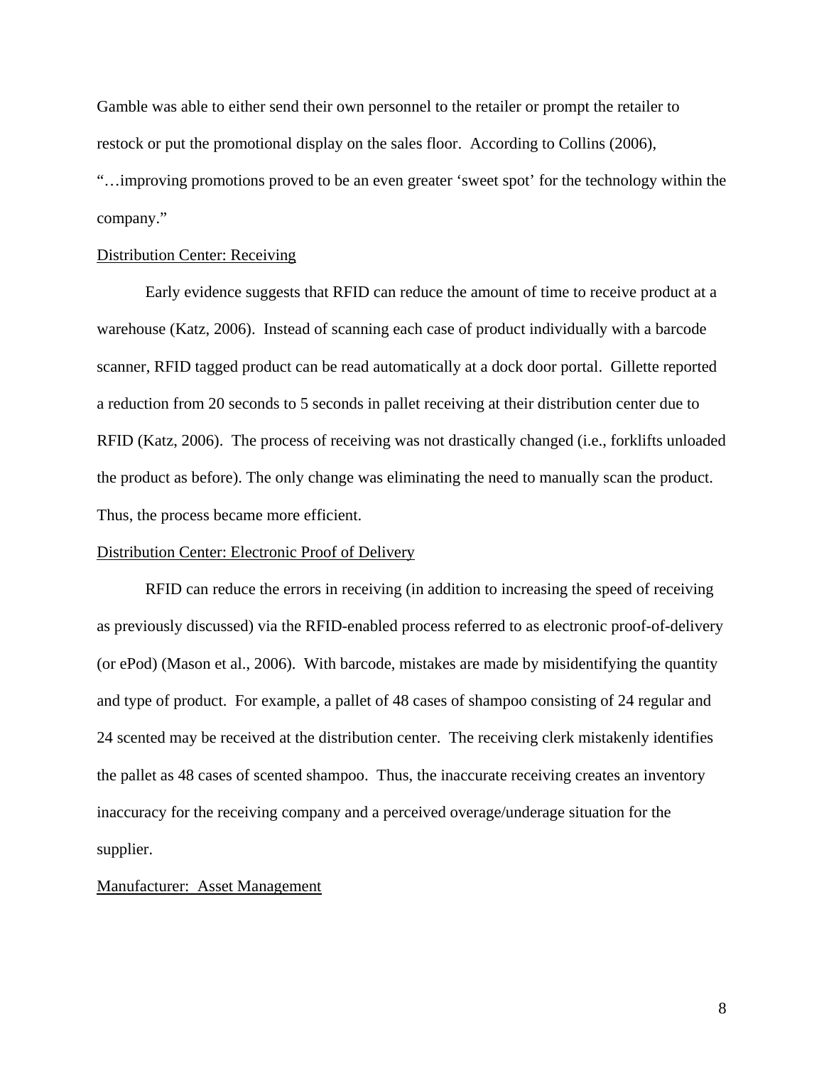Gamble was able to either send their own personnel to the retailer or prompt the retailer to restock or put the promotional display on the sales floor. According to Collins (2006), "…improving promotions proved to be an even greater 'sweet spot' for the technology within the company."

<u>Distribution Center: Receiving</u>

Early evidence suggests that RFID can reduce the amount of time to receive product at a warehouse (Katz, 2006). Instead of scanning each case of product individually with a barcode scanner, RFID tagged product can be read automatically at a dock door portal. Gillette reported a reduction from 20 seconds to 5 seconds in pallet receiving at their distribution center due to RFID (Katz, 2006). The process of receiving was not drastically changed (i.e., forklifts unloaded the product as before). The only change was eliminating the need to manually scan the product. Thus, the process became more efficient.

<u>Distribution Center: Electronic Proof of Delivery</u>

RFID can reduce the errors in receiving (in addition to increasing the speed of receiving as previously discussed) via the RFID-enabled process referred to as electronic proof-of-delivery (or ePod) (Mason et al., 2006). With barcode, mistakes are made by misidentifying the quantity and type of product. For example, a pallet of 48 cases of shampoo consisting of 24 regular and 24 scented may be received at the distribution center. The receiving clerk mistakenly identifies the pallet as 48 cases of scented shampoo. Thus, the inaccurate receiving creates an inventory inaccuracy for the receiving company and a perceived overage/underage situation for the supplier.

<u>Manufacturer: Asset Management</u>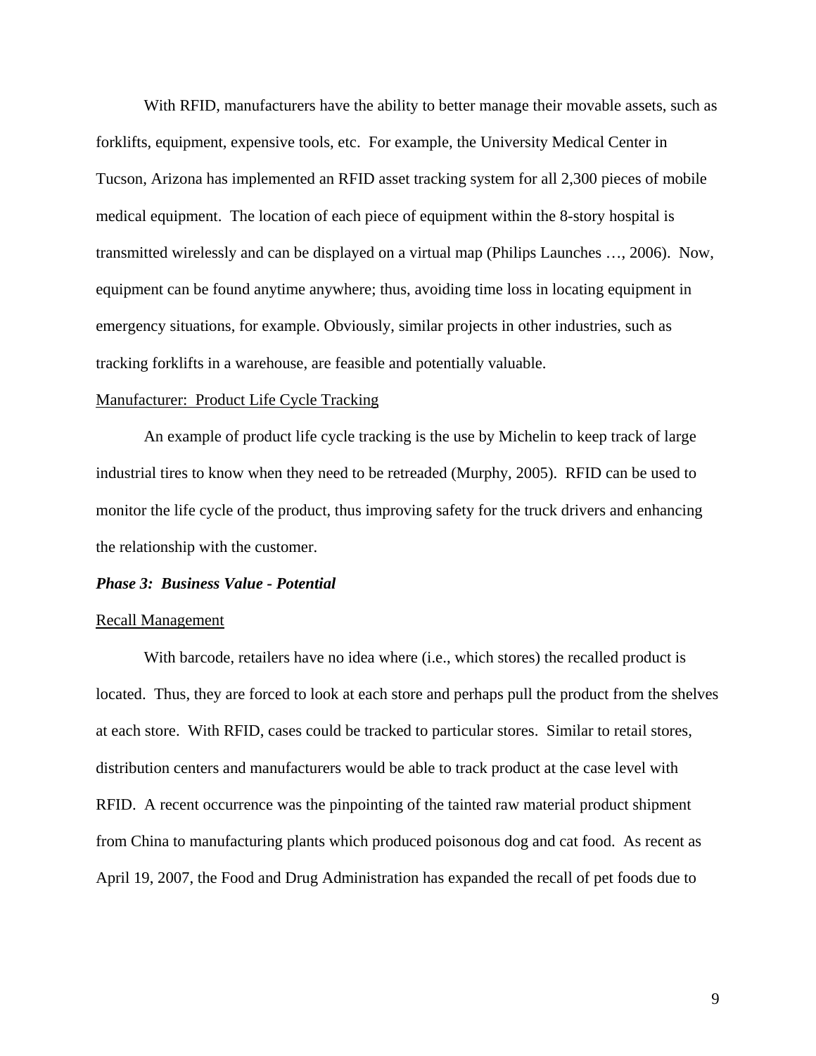With RFID, manufacturers have the ability to better manage their movable assets, such as forklifts, equipment, expensive tools, etc. For example, the University Medical Center in Tucson, Arizona has implemented an RFID asset tracking system for all 2,300 pieces of mobile medical equipment. The location of each piece of equipment within the 8-story hospital is transmitted wirelessly and can be displayed on a virtual map (Philips Launches …, 2006). Now, equipment can be found anytime anywhere; thus, avoiding time loss in locating equipment in emergency situations, for example. Obviously, similar projects in other industries, such as tracking forklifts in a warehouse, are feasible and potentially valuable.

<u>Manufacturer: Product Life Cycle Tracking</u>

An example of product life cycle tracking is the use by Michelin to keep track of large industrial tires to know when they need to be retreaded (Murphy, 2005). RFID can be used to monitor the life cycle of the product, thus improving safety for the truck drivers and enhancing the relationship with the customer.

***Phase 3: Business Value - Potential***

<u>Recall Management</u>

With barcode, retailers have no idea where (i.e., which stores) the recalled product is located. Thus, they are forced to look at each store and perhaps pull the product from the shelves at each store. With RFID, cases could be tracked to particular stores. Similar to retail stores, distribution centers and manufacturers would be able to track product at the case level with RFID. A recent occurrence was the pinpointing of the tainted raw material product shipment from China to manufacturing plants which produced poisonous dog and cat food. As recent as April 19, 2007, the Food and Drug Administration has expanded the recall of pet foods due to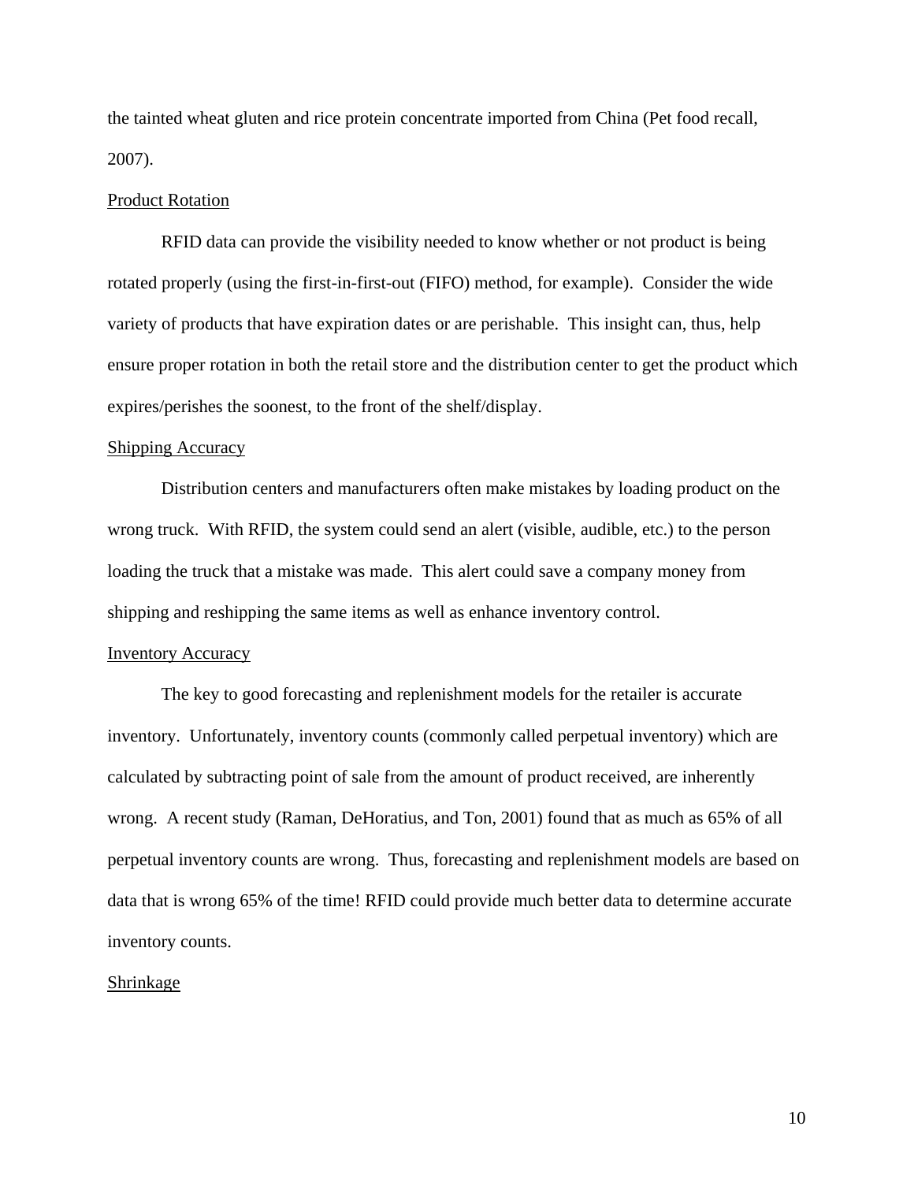the tainted wheat gluten and rice protein concentrate imported from China (Pet food recall, 2007).

### Product Rotation

RFID data can provide the visibility needed to know whether or not product is being rotated properly (using the first-in-first-out (FIFO) method, for example). Consider the wide variety of products that have expiration dates or are perishable. This insight can, thus, help ensure proper rotation in both the retail store and the distribution center to get the product which expires/perishes the soonest, to the front of the shelf/display.

### Shipping Accuracy

Distribution centers and manufacturers often make mistakes by loading product on the wrong truck. With RFID, the system could send an alert (visible, audible, etc.) to the person loading the truck that a mistake was made. This alert could save a company money from shipping and reshipping the same items as well as enhance inventory control.

### Inventory Accuracy

The key to good forecasting and replenishment models for the retailer is accurate inventory. Unfortunately, inventory counts (commonly called perpetual inventory) which are calculated by subtracting point of sale from the amount of product received, are inherently wrong. A recent study (Raman, DeHoratius, and Ton, 2001) found that as much as 65% of all perpetual inventory counts are wrong. Thus, forecasting and replenishment models are based on data that is wrong 65% of the time! RFID could provide much better data to determine accurate inventory counts.

### Shrinkage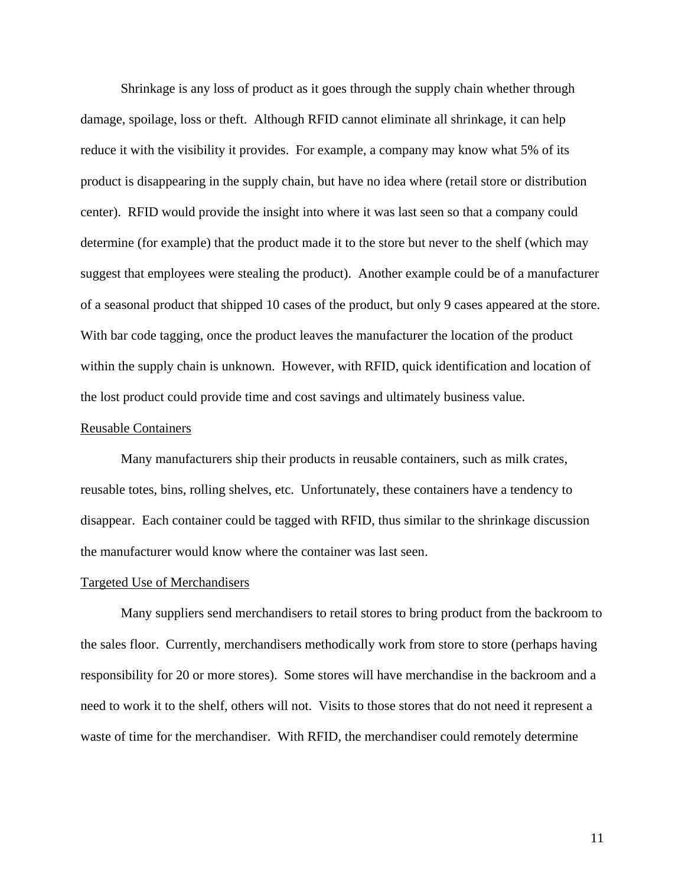Shrinkage is any loss of product as it goes through the supply chain whether through damage, spoilage, loss or theft. Although RFID cannot eliminate all shrinkage, it can help reduce it with the visibility it provides. For example, a company may know what 5% of its product is disappearing in the supply chain, but have no idea where (retail store or distribution center). RFID would provide the insight into where it was last seen so that a company could determine (for example) that the product made it to the store but never to the shelf (which may suggest that employees were stealing the product). Another example could be of a manufacturer of a seasonal product that shipped 10 cases of the product, but only 9 cases appeared at the store. With bar code tagging, once the product leaves the manufacturer the location of the product within the supply chain is unknown. However, with RFID, quick identification and location of the lost product could provide time and cost savings and ultimately business value.

<u>Reusable Containers</u>

Many manufacturers ship their products in reusable containers, such as milk crates, reusable totes, bins, rolling shelves, etc. Unfortunately, these containers have a tendency to disappear. Each container could be tagged with RFID, thus similar to the shrinkage discussion the manufacturer would know where the container was last seen.

<u>Targeted Use of Merchandisers</u>

Many suppliers send merchandisers to retail stores to bring product from the backroom to the sales floor. Currently, merchandisers methodically work from store to store (perhaps having responsibility for 20 or more stores). Some stores will have merchandise in the backroom and a need to work it to the shelf, others will not. Visits to those stores that do not need it represent a waste of time for the merchandiser. With RFID, the merchandiser could remotely determine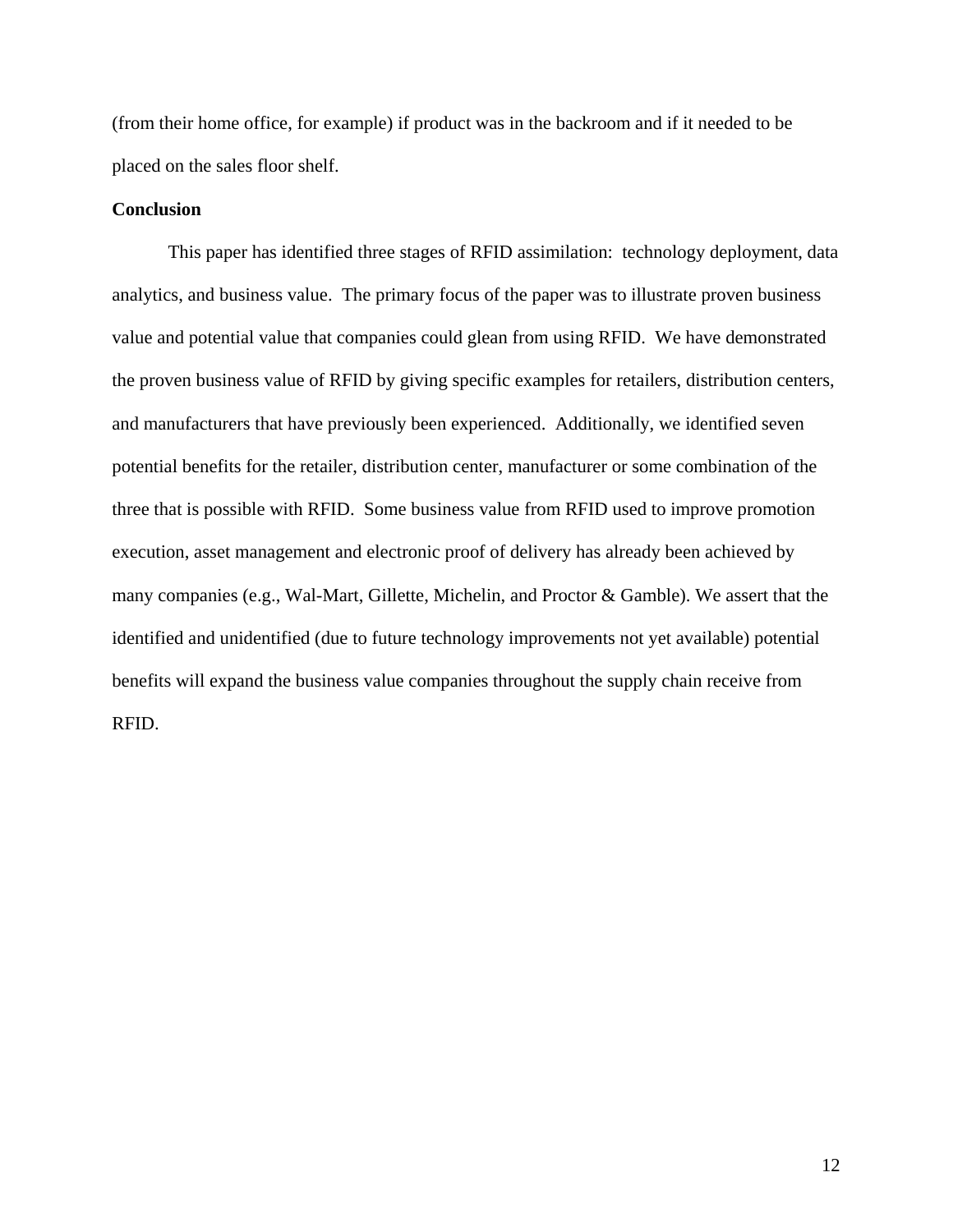(from their home office, for example) if product was in the backroom and if it needed to be placed on the sales floor shelf.

**Conclusion**

This paper has identified three stages of RFID assimilation: technology deployment, data analytics, and business value. The primary focus of the paper was to illustrate proven business value and potential value that companies could glean from using RFID. We have demonstrated the proven business value of RFID by giving specific examples for retailers, distribution centers, and manufacturers that have previously been experienced. Additionally, we identified seven potential benefits for the retailer, distribution center, manufacturer or some combination of the three that is possible with RFID. Some business value from RFID used to improve promotion execution, asset management and electronic proof of delivery has already been achieved by many companies (e.g., Wal-Mart, Gillette, Michelin, and Proctor & Gamble). We assert that the identified and unidentified (due to future technology improvements not yet available) potential benefits will expand the business value companies throughout the supply chain receive from RFID.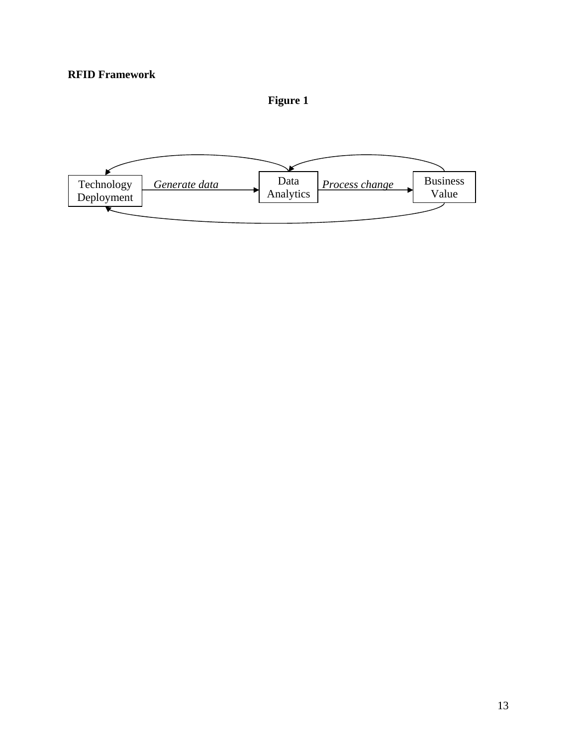**RFID Framework**

**Figure 1**

Technology Deployment — *Generate data* → Data Analytics — *Process change* → Business Value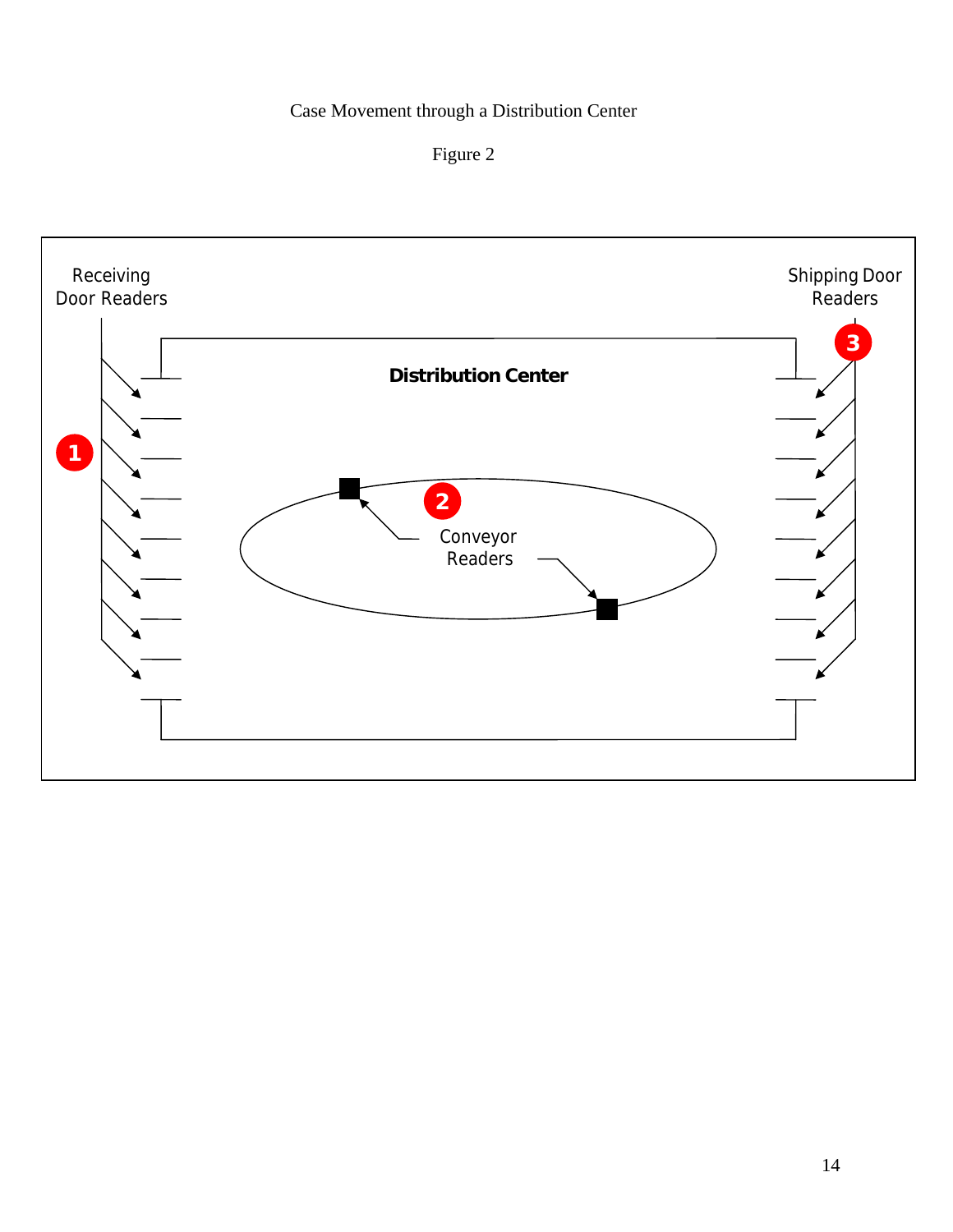Case Movement through a Distribution Center

Figure 2

Receiving Door Readers

Shipping Door Readers

Distribution Center

Conveyor Readers

1

2

3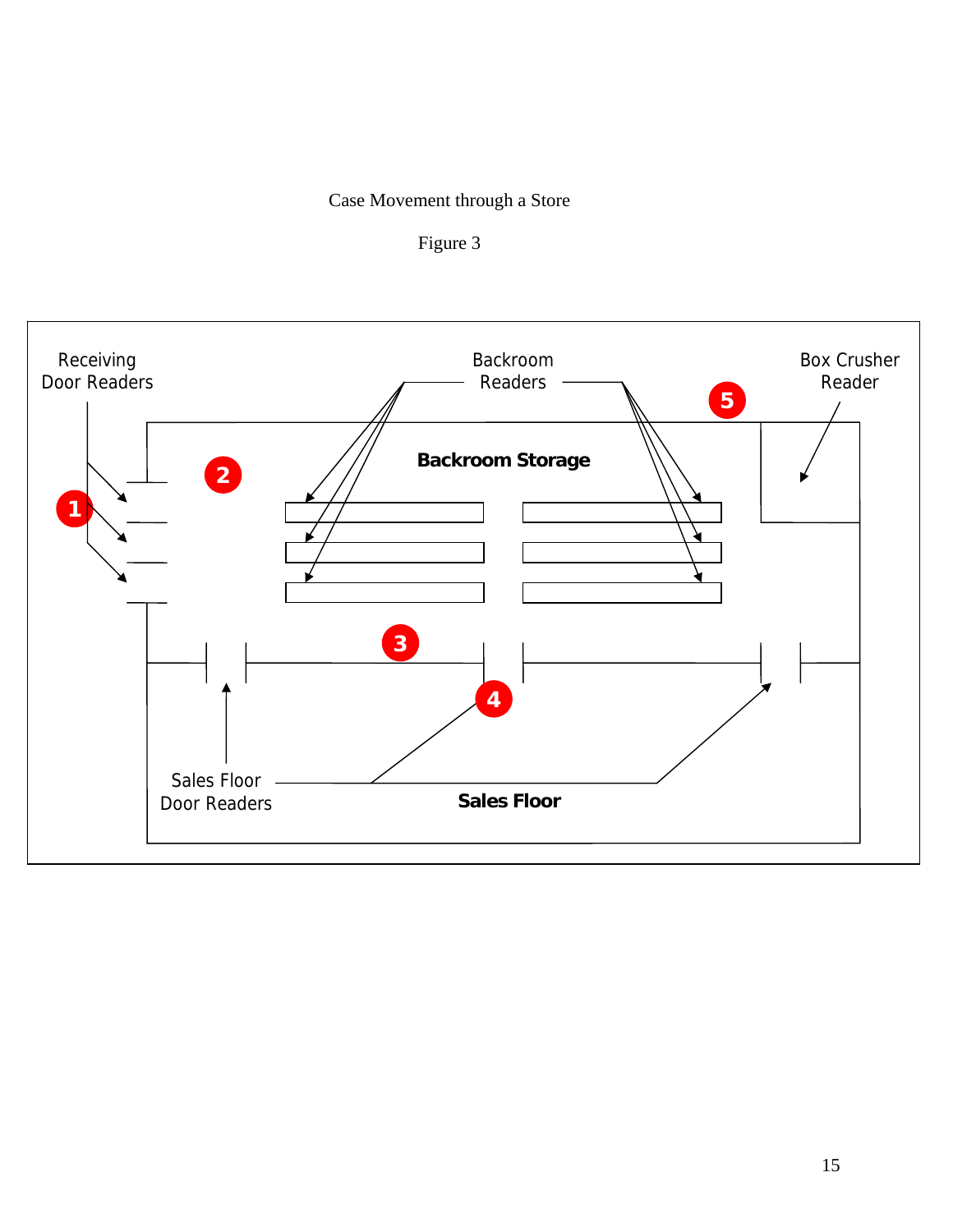Case Movement through a Store

Figure 3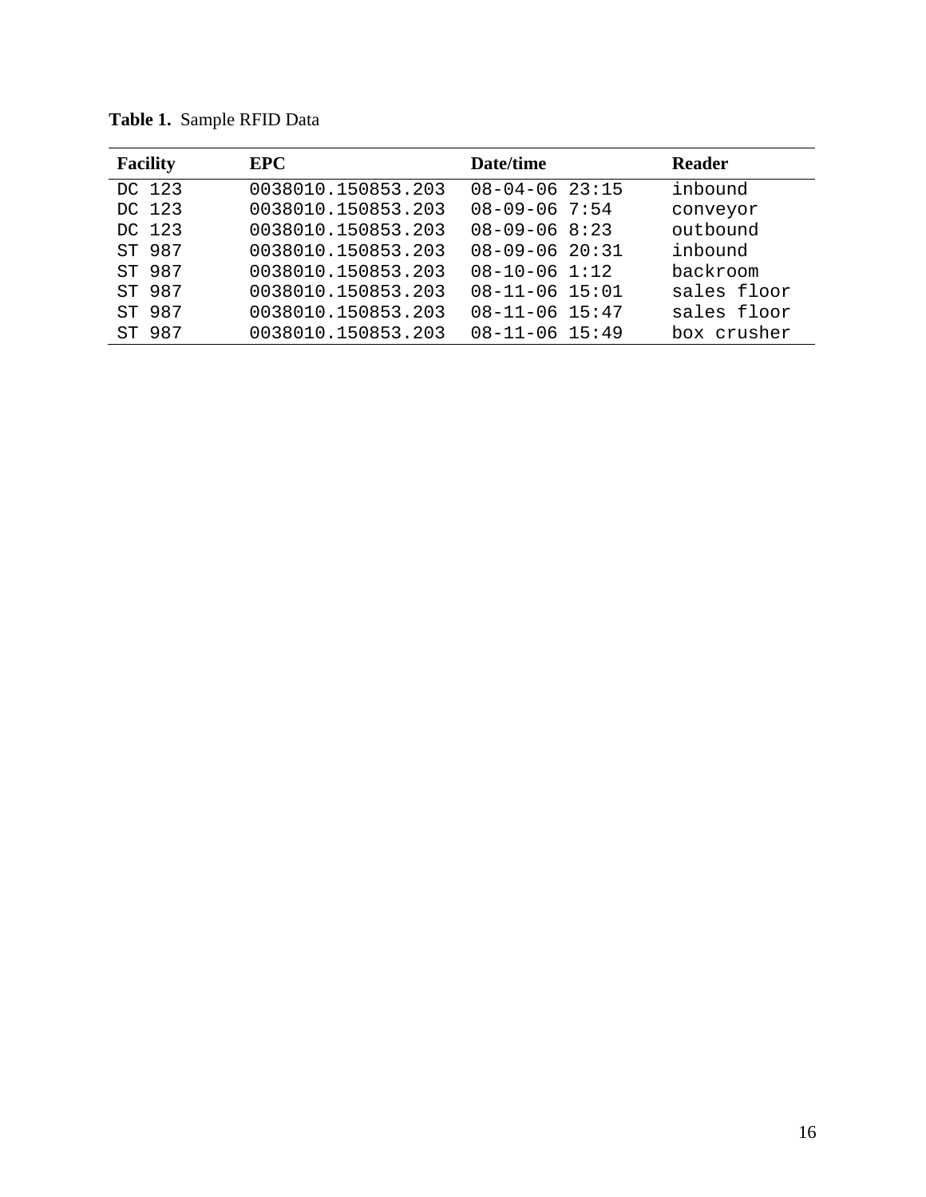**Table 1.** Sample RFID Data

| Facility | EPC | Date/time | Reader |
|---|---|---|---|
| DC 123 | 0038010.150853.203 | 08-04-06 23:15 | inbound |
| DC 123 | 0038010.150853.203 | 08-09-06 7:54 | conveyor |
| DC 123 | 0038010.150853.203 | 08-09-06 8:23 | outbound |
| ST 987 | 0038010.150853.203 | 08-09-06 20:31 | inbound |
| ST 987 | 0038010.150853.203 | 08-10-06 1:12 | backroom |
| ST 987 | 0038010.150853.203 | 08-11-06 15:01 | sales floor |
| ST 987 | 0038010.150853.203 | 08-11-06 15:47 | sales floor |
| ST 987 | 0038010.150853.203 | 08-11-06 15:49 | box crusher |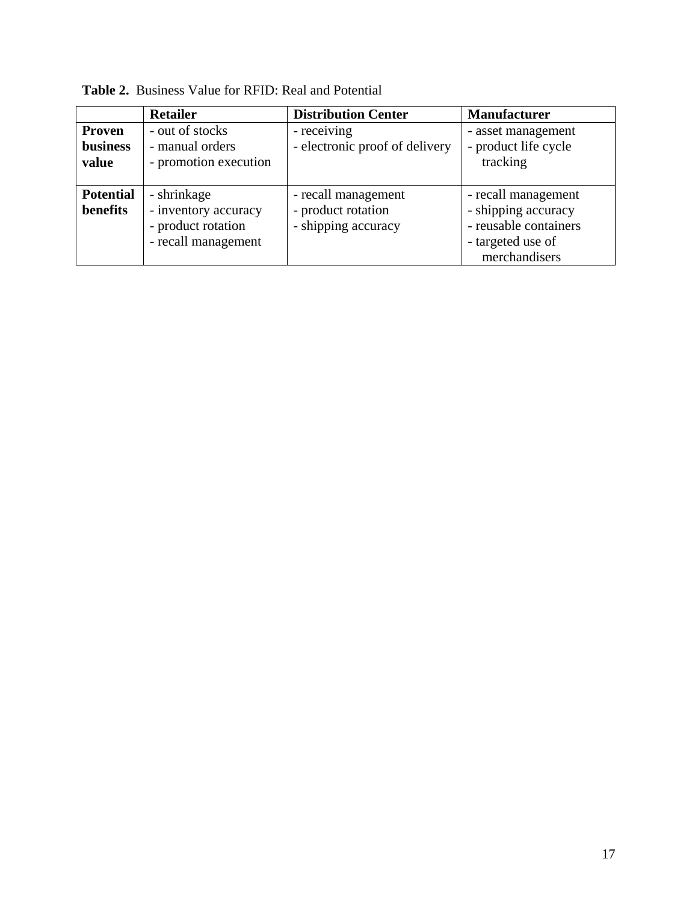**Table 2.** Business Value for RFID: Real and Potential

| | **Retailer** | **Distribution Center** | **Manufacturer** |
|---|---|---|---|
| **Proven business value** | - out of stocks<br>- manual orders<br>- promotion execution | - receiving<br>- electronic proof of delivery | - asset management<br>- product life cycle tracking |
| **Potential benefits** | - shrinkage<br>- inventory accuracy<br>- product rotation<br>- recall management | - recall management<br>- product rotation<br>- shipping accuracy | - recall management<br>- shipping accuracy<br>- reusable containers<br>- targeted use of merchandisers |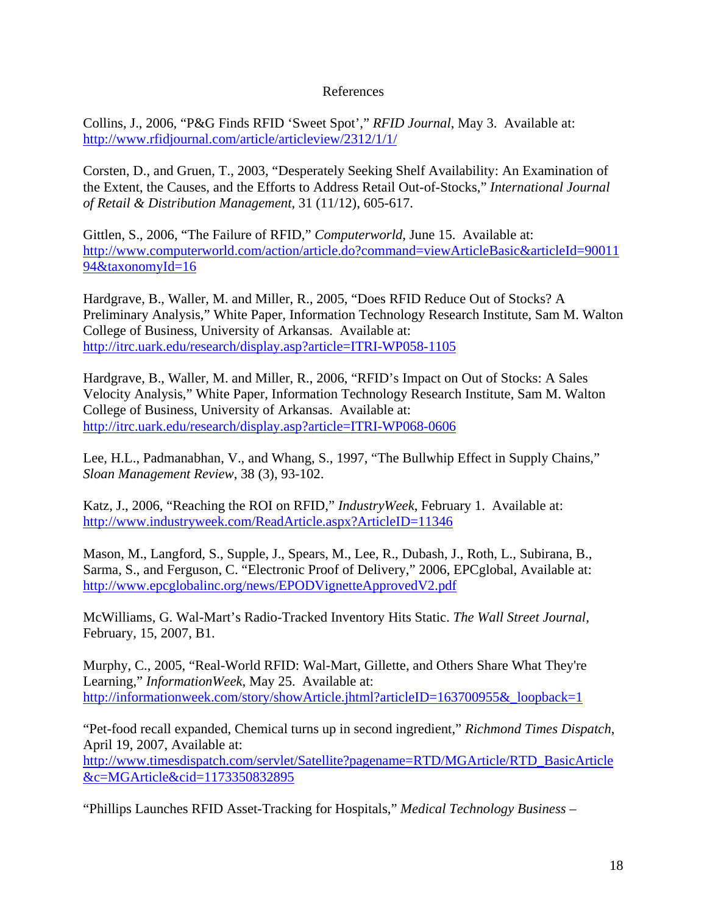# References

Collins, J., 2006, "P&G Finds RFID 'Sweet Spot'," *RFID Journal*, May 3. Available at: http://www.rfidjournal.com/article/articleview/2312/1/1/

Corsten, D., and Gruen, T., 2003, "Desperately Seeking Shelf Availability: An Examination of the Extent, the Causes, and the Efforts to Address Retail Out-of-Stocks," *International Journal of Retail & Distribution Management*, 31 (11/12), 605-617.

Gittlen, S., 2006, "The Failure of RFID," *Computerworld*, June 15. Available at: http://www.computerworld.com/action/article.do?command=viewArticleBasic&articleId=9001194&taxonomyId=16

Hardgrave, B., Waller, M. and Miller, R., 2005, "Does RFID Reduce Out of Stocks? A Preliminary Analysis," White Paper, Information Technology Research Institute, Sam M. Walton College of Business, University of Arkansas. Available at: http://itrc.uark.edu/research/display.asp?article=ITRI-WP058-1105

Hardgrave, B., Waller, M. and Miller, R., 2006, "RFID's Impact on Out of Stocks: A Sales Velocity Analysis," White Paper, Information Technology Research Institute, Sam M. Walton College of Business, University of Arkansas. Available at: http://itrc.uark.edu/research/display.asp?article=ITRI-WP068-0606

Lee, H.L., Padmanabhan, V., and Whang, S., 1997, "The Bullwhip Effect in Supply Chains," *Sloan Management Review*, 38 (3), 93-102.

Katz, J., 2006, "Reaching the ROI on RFID," *IndustryWeek*, February 1. Available at: http://www.industryweek.com/ReadArticle.aspx?ArticleID=11346

Mason, M., Langford, S., Supple, J., Spears, M., Lee, R., Dubash, J., Roth, L., Subirana, B., Sarma, S., and Ferguson, C. "Electronic Proof of Delivery," 2006, EPCglobal, Available at: http://www.epcglobalinc.org/news/EPODVignetteApprovedV2.pdf

McWilliams, G. Wal-Mart's Radio-Tracked Inventory Hits Static. *The Wall Street Journal*, February, 15, 2007, B1.

Murphy, C., 2005, "Real-World RFID: Wal-Mart, Gillette, and Others Share What They're Learning," *InformationWeek*, May 25. Available at: http://informationweek.com/story/showArticle.jhtml?articleID=163700955&_loopback=1

"Pet-food recall expanded, Chemical turns up in second ingredient," *Richmond Times Dispatch*, April 19, 2007, Available at: http://www.timesdispatch.com/servlet/Satellite?pagename=RTD/MGArticle/RTD_BasicArticle&c=MGArticle&cid=1173350832895

"Phillips Launches RFID Asset-Tracking for Hospitals," *Medical Technology Business –*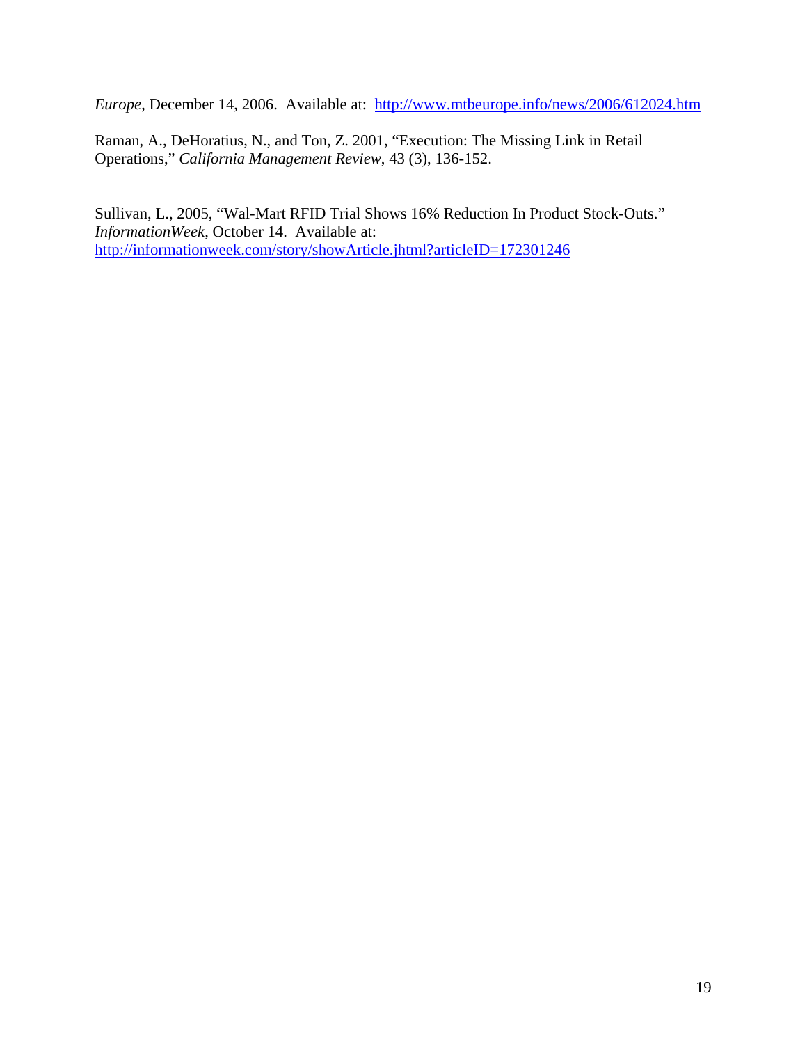*Europe*, December 14, 2006. Available at: http://www.mtbeurope.info/news/2006/612024.htm

Raman, A., DeHoratius, N., and Ton, Z. 2001, "Execution: The Missing Link in Retail Operations," *California Management Review*, 43 (3), 136-152.

Sullivan, L., 2005, "Wal-Mart RFID Trial Shows 16% Reduction In Product Stock-Outs." *InformationWeek*, October 14. Available at: http://informationweek.com/story/showArticle.jhtml?articleID=172301246